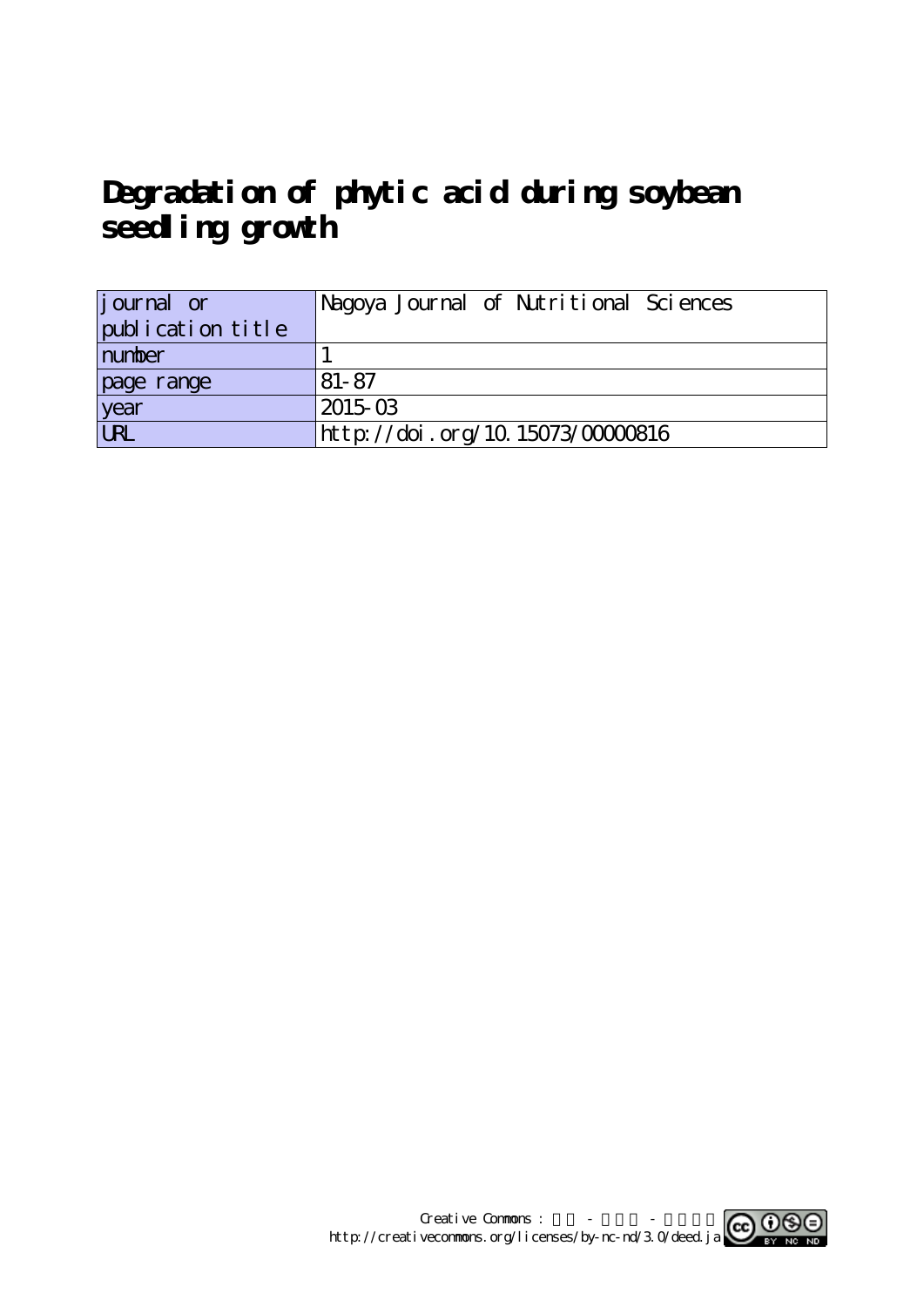# Degradation of phytic acid during soybean seedling growth

| journal or publication title | Nagoya Journal of Nutritional Sciences |
|---|---|
| number | 1 |
| page range | 81-87 |
| year | 2015-03 |
| URL | http://doi.org/10.15073/00000816 |

Creative Commons : 表示 - 非営利 - 改変禁止
http://creativecommons.org/licenses/by-nc-nd/3.0/deed.ja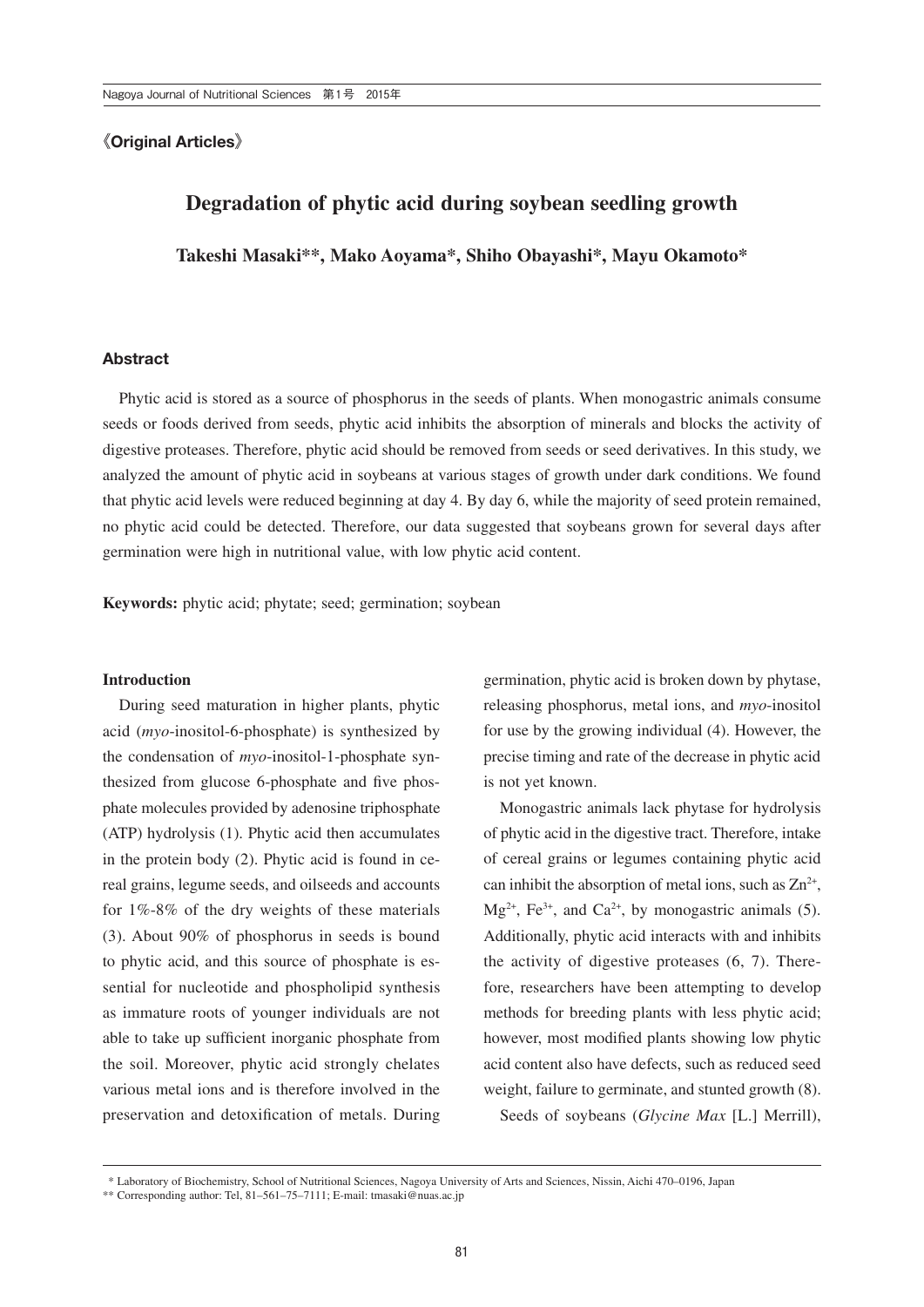《Original Articles》

# Degradation of phytic acid during soybean seedling growth

**Takeshi Masaki**, Mako Aoyama*, Shiho Obayashi*, Mayu Okamoto***

## Abstract

Phytic acid is stored as a source of phosphorus in the seeds of plants. When monogastric animals consume seeds or foods derived from seeds, phytic acid inhibits the absorption of minerals and blocks the activity of digestive proteases. Therefore, phytic acid should be removed from seeds or seed derivatives. In this study, we analyzed the amount of phytic acid in soybeans at various stages of growth under dark conditions. We found that phytic acid levels were reduced beginning at day 4. By day 6, while the majority of seed protein remained, no phytic acid could be detected. Therefore, our data suggested that soybeans grown for several days after germination were high in nutritional value, with low phytic acid content.

**Keywords:** phytic acid; phytate; seed; germination; soybean

### Introduction

During seed maturation in higher plants, phytic acid (*myo*-inositol-6-phosphate) is synthesized by the condensation of *myo*-inositol-1-phosphate synthesized from glucose 6-phosphate and five phosphate molecules provided by adenosine triphosphate (ATP) hydrolysis (1). Phytic acid then accumulates in the protein body (2). Phytic acid is found in cereal grains, legume seeds, and oilseeds and accounts for 1%-8% of the dry weights of these materials (3). About 90% of phosphorus in seeds is bound to phytic acid, and this source of phosphate is essential for nucleotide and phospholipid synthesis as immature roots of younger individuals are not able to take up sufficient inorganic phosphate from the soil. Moreover, phytic acid strongly chelates various metal ions and is therefore involved in the preservation and detoxification of metals. During germination, phytic acid is broken down by phytase, releasing phosphorus, metal ions, and *myo*-inositol for use by the growing individual (4). However, the precise timing and rate of the decrease in phytic acid is not yet known.

Monogastric animals lack phytase for hydrolysis of phytic acid in the digestive tract. Therefore, intake of cereal grains or legumes containing phytic acid can inhibit the absorption of metal ions, such as $Zn^{2+}$, $Mg^{2+}$, $Fe^{3+}$, and $Ca^{2+}$, by monogastric animals (5). Additionally, phytic acid interacts with and inhibits the activity of digestive proteases (6, 7). Therefore, researchers have been attempting to develop methods for breeding plants with less phytic acid; however, most modified plants showing low phytic acid content also have defects, such as reduced seed weight, failure to germinate, and stunted growth (8).

Seeds of soybeans (*Glycine Max* [L.] Merrill),

---

\* Laboratory of Biochemistry, School of Nutritional Sciences, Nagoya University of Arts and Sciences, Nissin, Aichi 470–0196, Japan

\*\* Corresponding author: Tel, 81–561–75–7111; E-mail: tmasaki@nuas.ac.jp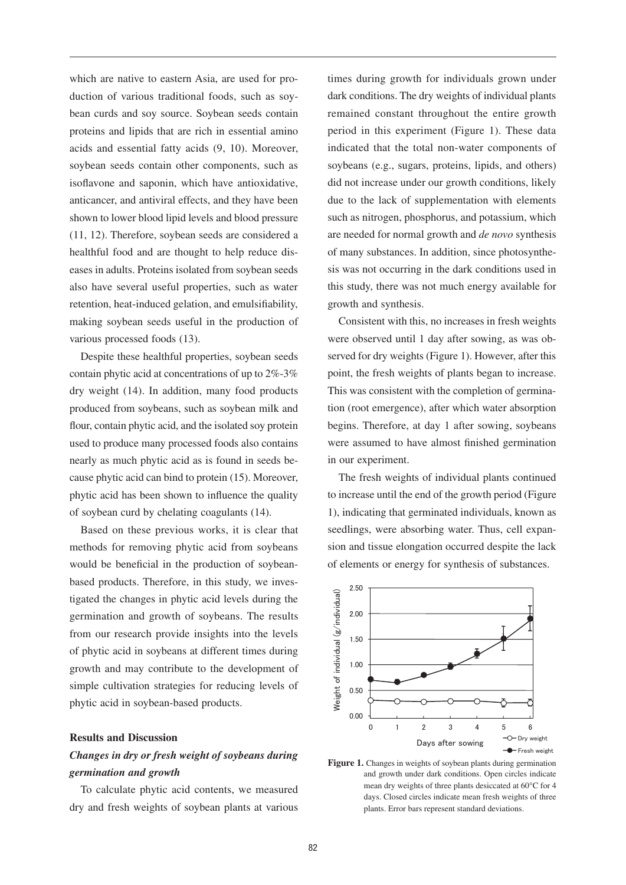which are native to eastern Asia, are used for production of various traditional foods, such as soybean curds and soy source. Soybean seeds contain proteins and lipids that are rich in essential amino acids and essential fatty acids (9, 10). Moreover, soybean seeds contain other components, such as isoflavone and saponin, which have antioxidative, anticancer, and antiviral effects, and they have been shown to lower blood lipid levels and blood pressure (11, 12). Therefore, soybean seeds are considered a healthful food and are thought to help reduce diseases in adults. Proteins isolated from soybean seeds also have several useful properties, such as water retention, heat-induced gelation, and emulsifiability, making soybean seeds useful in the production of various processed foods (13).

Despite these healthful properties, soybean seeds contain phytic acid at concentrations of up to 2%-3% dry weight (14). In addition, many food products produced from soybeans, such as soybean milk and flour, contain phytic acid, and the isolated soy protein used to produce many processed foods also contains nearly as much phytic acid as is found in seeds because phytic acid can bind to protein (15). Moreover, phytic acid has been shown to influence the quality of soybean curd by chelating coagulants (14).

Based on these previous works, it is clear that methods for removing phytic acid from soybeans would be beneficial in the production of soybean-based products. Therefore, in this study, we investigated the changes in phytic acid levels during the germination and growth of soybeans. The results from our research provide insights into the levels of phytic acid in soybeans at different times during growth and may contribute to the development of simple cultivation strategies for reducing levels of phytic acid in soybean-based products.

## Results and Discussion

### *Changes in dry or fresh weight of soybeans during germination and growth*

To calculate phytic acid contents, we measured dry and fresh weights of soybean plants at various times during growth for individuals grown under dark conditions. The dry weights of individual plants remained constant throughout the entire growth period in this experiment (Figure 1). These data indicated that the total non-water components of soybeans (e.g., sugars, proteins, lipids, and others) did not increase under our growth conditions, likely due to the lack of supplementation with elements such as nitrogen, phosphorus, and potassium, which are needed for normal growth and *de novo* synthesis of many substances. In addition, since photosynthesis was not occurring in the dark conditions used in this study, there was not much energy available for growth and synthesis.

Consistent with this, no increases in fresh weights were observed until 1 day after sowing, as was observed for dry weights (Figure 1). However, after this point, the fresh weights of plants began to increase. This was consistent with the completion of germination (root emergence), after which water absorption begins. Therefore, at day 1 after sowing, soybeans were assumed to have almost finished germination in our experiment.

The fresh weights of individual plants continued to increase until the end of the growth period (Figure 1), indicating that germinated individuals, known as seedlings, were absorbing water. Thus, cell expansion and tissue elongation occurred despite the lack of elements or energy for synthesis of substances.

**Figure 1.** Changes in weights of soybean plants during germination and growth under dark conditions. Open circles indicate mean dry weights of three plants desiccated at 60°C for 4 days. Closed circles indicate mean fresh weights of three plants. Error bars represent standard deviations.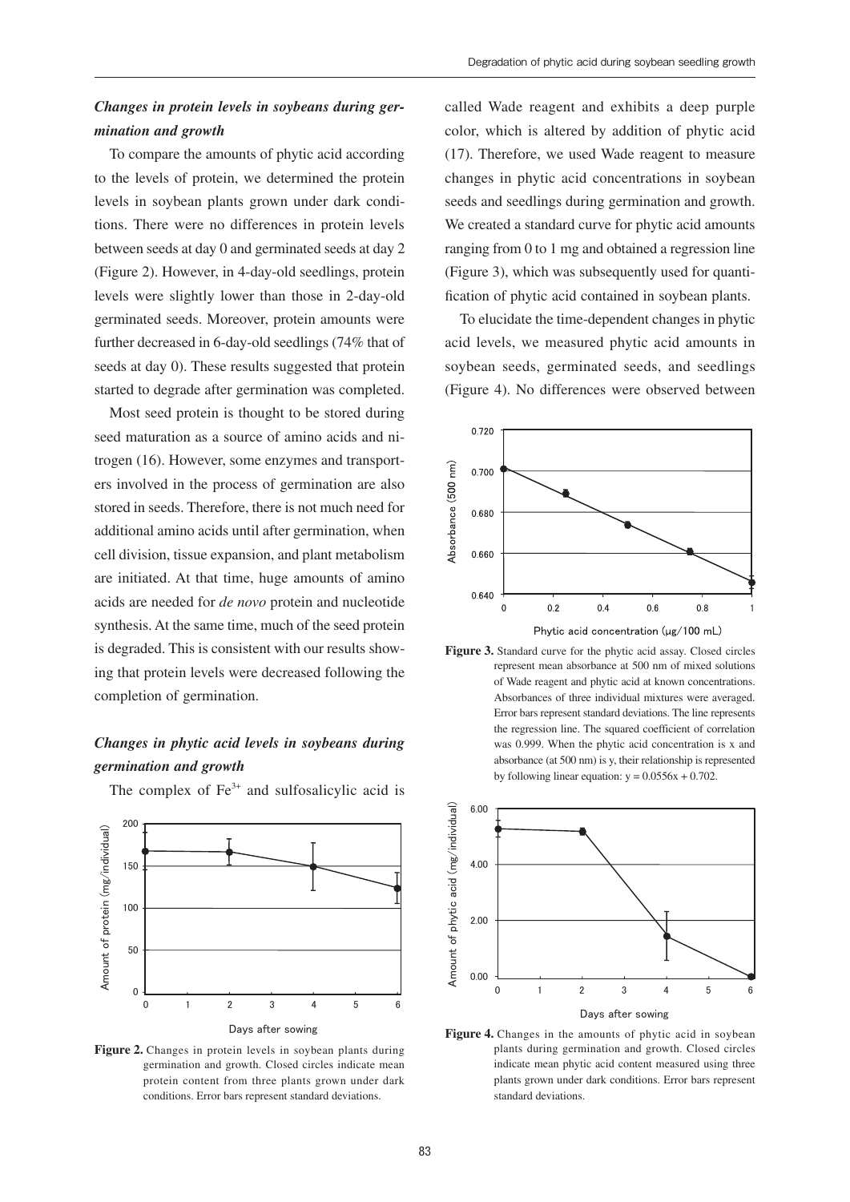### *Changes in protein levels in soybeans during germination and growth*

To compare the amounts of phytic acid according to the levels of protein, we determined the protein levels in soybean plants grown under dark conditions. There were no differences in protein levels between seeds at day 0 and germinated seeds at day 2 (Figure 2). However, in 4-day-old seedlings, protein levels were slightly lower than those in 2-day-old germinated seeds. Moreover, protein amounts were further decreased in 6-day-old seedlings (74% that of seeds at day 0). These results suggested that protein started to degrade after germination was completed.

Most seed protein is thought to be stored during seed maturation as a source of amino acids and nitrogen (16). However, some enzymes and transporters involved in the process of germination are also stored in seeds. Therefore, there is not much need for additional amino acids until after germination, when cell division, tissue expansion, and plant metabolism are initiated. At that time, huge amounts of amino acids are needed for *de novo* protein and nucleotide synthesis. At the same time, much of the seed protein is degraded. This is consistent with our results showing that protein levels were decreased following the completion of germination.

### *Changes in phytic acid levels in soybeans during germination and growth*

The complex of $Fe^{3+}$ and sulfosalicylic acid is called Wade reagent and exhibits a deep purple color, which is altered by addition of phytic acid (17). Therefore, we used Wade reagent to measure changes in phytic acid concentrations in soybean seeds and seedlings during germination and growth. We created a standard curve for phytic acid amounts ranging from 0 to 1 mg and obtained a regression line (Figure 3), which was subsequently used for quantification of phytic acid contained in soybean plants.

To elucidate the time-dependent changes in phytic acid levels, we measured phytic acid amounts in soybean seeds, germinated seeds, and seedlings (Figure 4). No differences were observed between

**Figure 2.** Changes in protein levels in soybean plants during germination and growth. Closed circles indicate mean protein content from three plants grown under dark conditions. Error bars represent standard deviations.

**Figure 3.** Standard curve for the phytic acid assay. Closed circles represent mean absorbance at 500 nm of mixed solutions of Wade reagent and phytic acid at known concentrations. Absorbances of three individual mixtures were averaged. Error bars represent standard deviations. The line represents the regression line. The squared coefficient of correlation was 0.999. When the phytic acid concentration is x and absorbance (at 500 nm) is y, their relationship is represented by following linear equation: $y = 0.0556x + 0.702$.

**Figure 4.** Changes in the amounts of phytic acid in soybean plants during germination and growth. Closed circles indicate mean phytic acid content measured using three plants grown under dark conditions. Error bars represent standard deviations.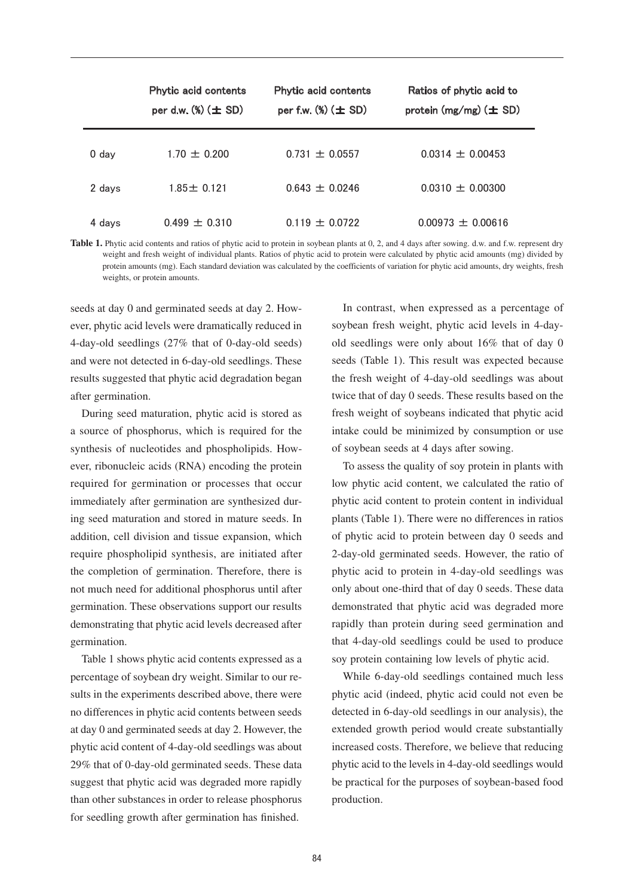|  | Phytic acid contents per d.w. (%) (± SD) | Phytic acid contents per f.w. (%) (± SD) | Ratios of phytic acid to protein (mg/mg) (± SD) |
|---|---|---|---|
| 0 day | 1.70 ± 0.200 | 0.731 ± 0.0557 | 0.0314 ± 0.00453 |
| 2 days | 1.85± 0.121 | 0.643 ± 0.0246 | 0.0310 ± 0.00300 |
| 4 days | 0.499 ± 0.310 | 0.119 ± 0.0722 | 0.00973 ± 0.00616 |

**Table 1.** Phytic acid contents and ratios of phytic acid to protein in soybean plants at 0, 2, and 4 days after sowing. d.w. and f.w. represent dry weight and fresh weight of individual plants. Ratios of phytic acid to protein were calculated by phytic acid amounts (mg) divided by protein amounts (mg). Each standard deviation was calculated by the coefficients of variation for phytic acid amounts, dry weights, fresh weights, or protein amounts.

seeds at day 0 and germinated seeds at day 2. However, phytic acid levels were dramatically reduced in 4-day-old seedlings (27% that of 0-day-old seeds) and were not detected in 6-day-old seedlings. These results suggested that phytic acid degradation began after germination.

During seed maturation, phytic acid is stored as a source of phosphorus, which is required for the synthesis of nucleotides and phospholipids. However, ribonucleic acids (RNA) encoding the protein required for germination or processes that occur immediately after germination are synthesized during seed maturation and stored in mature seeds. In addition, cell division and tissue expansion, which require phospholipid synthesis, are initiated after the completion of germination. Therefore, there is not much need for additional phosphorus until after germination. These observations support our results demonstrating that phytic acid levels decreased after germination.

Table 1 shows phytic acid contents expressed as a percentage of soybean dry weight. Similar to our results in the experiments described above, there were no differences in phytic acid contents between seeds at day 0 and germinated seeds at day 2. However, the phytic acid content of 4-day-old seedlings was about 29% that of 0-day-old germinated seeds. These data suggest that phytic acid was degraded more rapidly than other substances in order to release phosphorus for seedling growth after germination has finished.

In contrast, when expressed as a percentage of soybean fresh weight, phytic acid levels in 4-day-old seedlings were only about 16% that of day 0 seeds (Table 1). This result was expected because the fresh weight of 4-day-old seedlings was about twice that of day 0 seeds. These results based on the fresh weight of soybeans indicated that phytic acid intake could be minimized by consumption or use of soybean seeds at 4 days after sowing.

To assess the quality of soy protein in plants with low phytic acid content, we calculated the ratio of phytic acid content to protein content in individual plants (Table 1). There were no differences in ratios of phytic acid to protein between day 0 seeds and 2-day-old germinated seeds. However, the ratio of phytic acid to protein in 4-day-old seedlings was only about one-third that of day 0 seeds. These data demonstrated that phytic acid was degraded more rapidly than protein during seed germination and that 4-day-old seedlings could be used to produce soy protein containing low levels of phytic acid.

While 6-day-old seedlings contained much less phytic acid (indeed, phytic acid could not even be detected in 6-day-old seedlings in our analysis), the extended growth period would create substantially increased costs. Therefore, we believe that reducing phytic acid to the levels in 4-day-old seedlings would be practical for the purposes of soybean-based food production.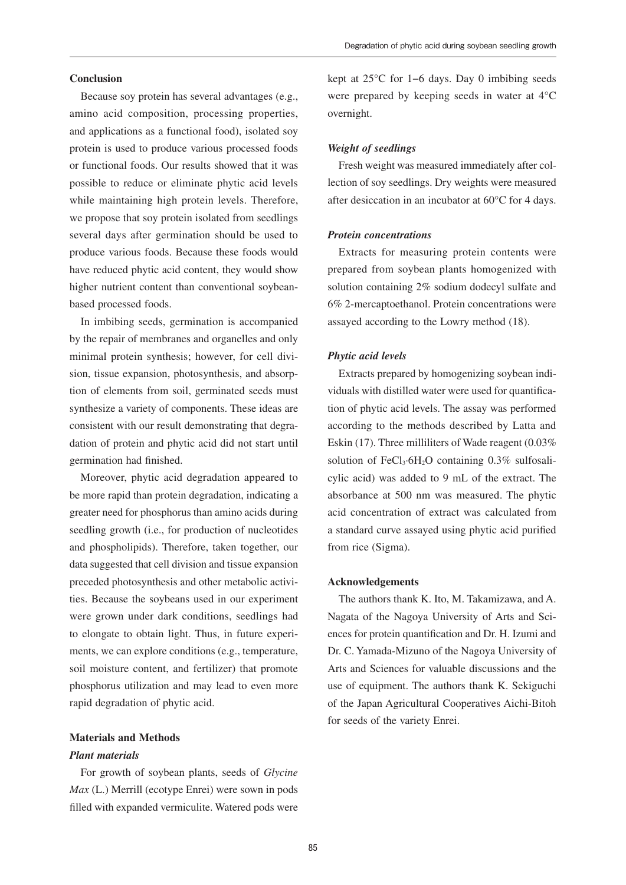## Conclusion

Because soy protein has several advantages (e.g., amino acid composition, processing properties, and applications as a functional food), isolated soy protein is used to produce various processed foods or functional foods. Our results showed that it was possible to reduce or eliminate phytic acid levels while maintaining high protein levels. Therefore, we propose that soy protein isolated from seedlings several days after germination should be used to produce various foods. Because these foods would have reduced phytic acid content, they would show higher nutrient content than conventional soybean-based processed foods.

In imbibing seeds, germination is accompanied by the repair of membranes and organelles and only minimal protein synthesis; however, for cell division, tissue expansion, photosynthesis, and absorption of elements from soil, germinated seeds must synthesize a variety of components. These ideas are consistent with our result demonstrating that degradation of protein and phytic acid did not start until germination had finished.

Moreover, phytic acid degradation appeared to be more rapid than protein degradation, indicating a greater need for phosphorus than amino acids during seedling growth (i.e., for production of nucleotides and phospholipids). Therefore, taken together, our data suggested that cell division and tissue expansion preceded photosynthesis and other metabolic activities. Because the soybeans used in our experiment were grown under dark conditions, seedlings had to elongate to obtain light. Thus, in future experiments, we can explore conditions (e.g., temperature, soil moisture content, and fertilizer) that promote phosphorus utilization and may lead to even more rapid degradation of phytic acid.

## Materials and Methods

### *Plant materials*

For growth of soybean plants, seeds of *Glycine Max* (L.) Merrill (ecotype Enrei) were sown in pods filled with expanded vermiculite. Watered pods were kept at 25°C for 1–6 days. Day 0 imbibing seeds were prepared by keeping seeds in water at 4°C overnight.

### *Weight of seedlings*

Fresh weight was measured immediately after collection of soy seedlings. Dry weights were measured after desiccation in an incubator at 60°C for 4 days.

### *Protein concentrations*

Extracts for measuring protein contents were prepared from soybean plants homogenized with solution containing 2% sodium dodecyl sulfate and 6% 2-mercaptoethanol. Protein concentrations were assayed according to the Lowry method (18).

### *Phytic acid levels*

Extracts prepared by homogenizing soybean individuals with distilled water were used for quantification of phytic acid levels. The assay was performed according to the methods described by Latta and Eskin (17). Three milliliters of Wade reagent (0.03% solution of $FeCl_3 \cdot 6H_2O$ containing 0.3% sulfosalicylic acid) was added to 9 mL of the extract. The absorbance at 500 nm was measured. The phytic acid concentration of extract was calculated from a standard curve assayed using phytic acid purified from rice (Sigma).

## Acknowledgements

The authors thank K. Ito, M. Takamizawa, and A. Nagata of the Nagoya University of Arts and Sciences for protein quantification and Dr. H. Izumi and Dr. C. Yamada-Mizuno of the Nagoya University of Arts and Sciences for valuable discussions and the use of equipment. The authors thank K. Sekiguchi of the Japan Agricultural Cooperatives Aichi-Bitoh for seeds of the variety Enrei.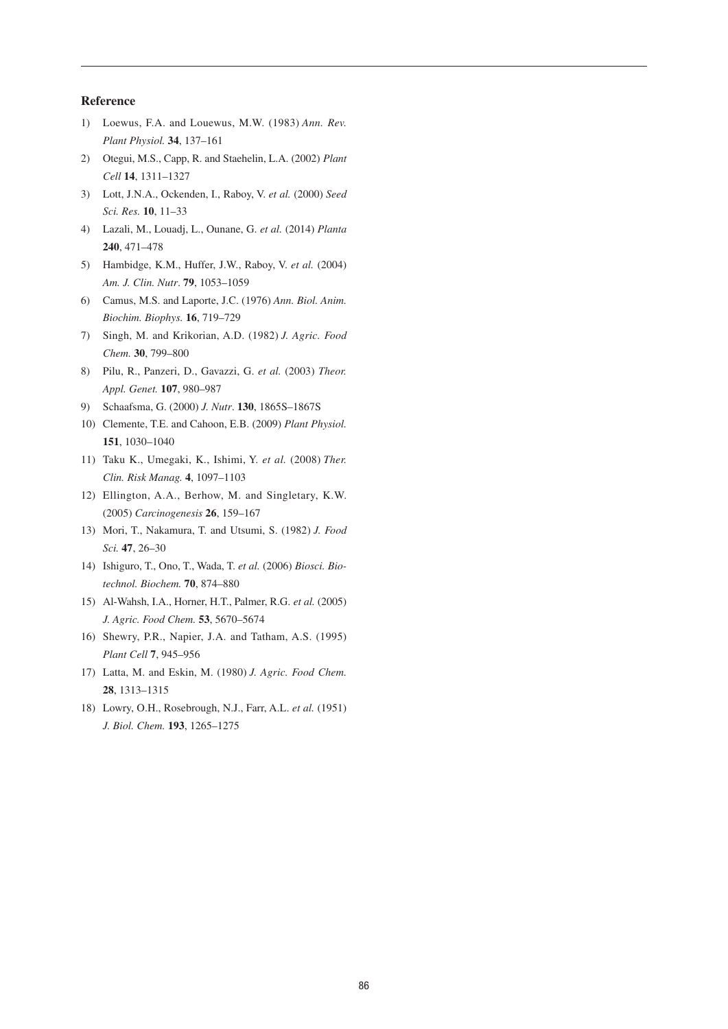## Reference

1) Loewus, F.A. and Louewus, M.W. (1983) *Ann. Rev. Plant Physiol.* **34**, 137–161
2) Otegui, M.S., Capp, R. and Staehelin, L.A. (2002) *Plant Cell* **14**, 1311–1327
3) Lott, J.N.A., Ockenden, I., Raboy, V. *et al.* (2000) *Seed Sci. Res.* **10**, 11–33
4) Lazali, M., Louadj, L., Ounane, G. *et al.* (2014) *Planta* **240**, 471–478
5) Hambidge, K.M., Huffer, J.W., Raboy, V. *et al.* (2004) *Am. J. Clin. Nutr*. **79**, 1053–1059
6) Camus, M.S. and Laporte, J.C. (1976) *Ann. Biol. Anim. Biochim. Biophys.* **16**, 719–729
7) Singh, M. and Krikorian, A.D. (1982) *J. Agric. Food Chem.* **30**, 799–800
8) Pilu, R., Panzeri, D., Gavazzi, G. *et al.* (2003) *Theor. Appl. Genet.* **107**, 980–987
9) Schaafsma, G. (2000) *J. Nutr*. **130**, 1865S–1867S
10) Clemente, T.E. and Cahoon, E.B. (2009) *Plant Physiol.* **151**, 1030–1040
11) Taku K., Umegaki, K., Ishimi, Y. *et al.* (2008) *Ther. Clin. Risk Manag.* **4**, 1097–1103
12) Ellington, A.A., Berhow, M. and Singletary, K.W. (2005) *Carcinogenesis* **26**, 159–167
13) Mori, T., Nakamura, T. and Utsumi, S. (1982) *J. Food Sci.* **47**, 26–30
14) Ishiguro, T., Ono, T., Wada, T. *et al.* (2006) *Biosci. Biotechnol. Biochem.* **70**, 874–880
15) Al-Wahsh, I.A., Horner, H.T., Palmer, R.G. *et al.* (2005) *J. Agric. Food Chem.* **53**, 5670–5674
16) Shewry, P.R., Napier, J.A. and Tatham, A.S. (1995) *Plant Cell* **7**, 945–956
17) Latta, M. and Eskin, M. (1980) *J. Agric. Food Chem.* **28**, 1313–1315
18) Lowry, O.H., Rosebrough, N.J., Farr, A.L. *et al.* (1951) *J. Biol. Chem.* **193**, 1265–1275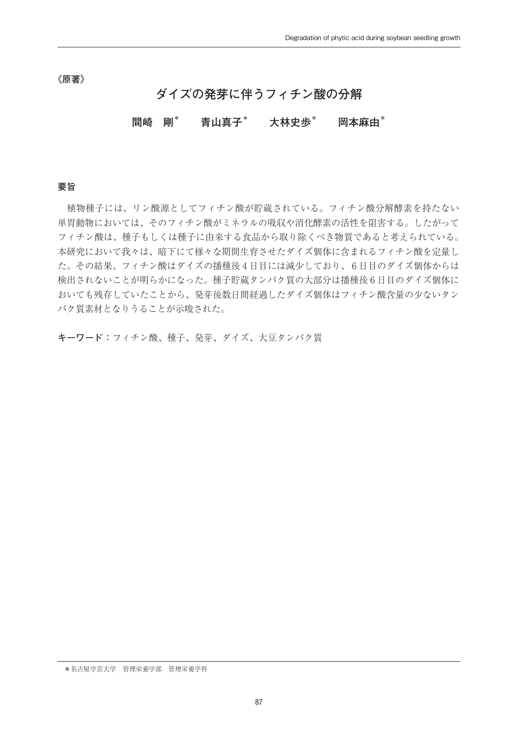《原著》

# ダイズの発芽に伴うフィチン酸の分解

**間崎　剛[*]　　青山真子[*]　　大林史歩[*]　　岡本麻由[*]**

## 要旨

植物種子には、リン酸源としてフィチン酸が貯蔵されている。フィチン酸分解酵素を持たない単胃動物においては、そのフィチン酸がミネラルの吸収や消化酵素の活性を阻害する。したがってフィチン酸は、種子もしくは種子に由来する食品から取り除くべき物質であると考えられている。本研究において我々は、暗下にて様々な期間生育させたダイズ個体に含まれるフィチン酸を定量した。その結果、フィチン酸はダイズの播種後4日目には減少しており、6日目のダイズ個体からは検出されないことが明らかになった。種子貯蔵タンパク質の大部分は播種後6日目のダイズ個体においても残存していたことから、発芽後数日間経過したダイズ個体はフィチン酸含量の少ないタンパク質素材となりうることが示唆された。

**キーワード：**フィチン酸、種子、発芽、ダイズ、大豆タンパク質

---

[*] 名古屋学芸大学　管理栄養学部　管理栄養学科